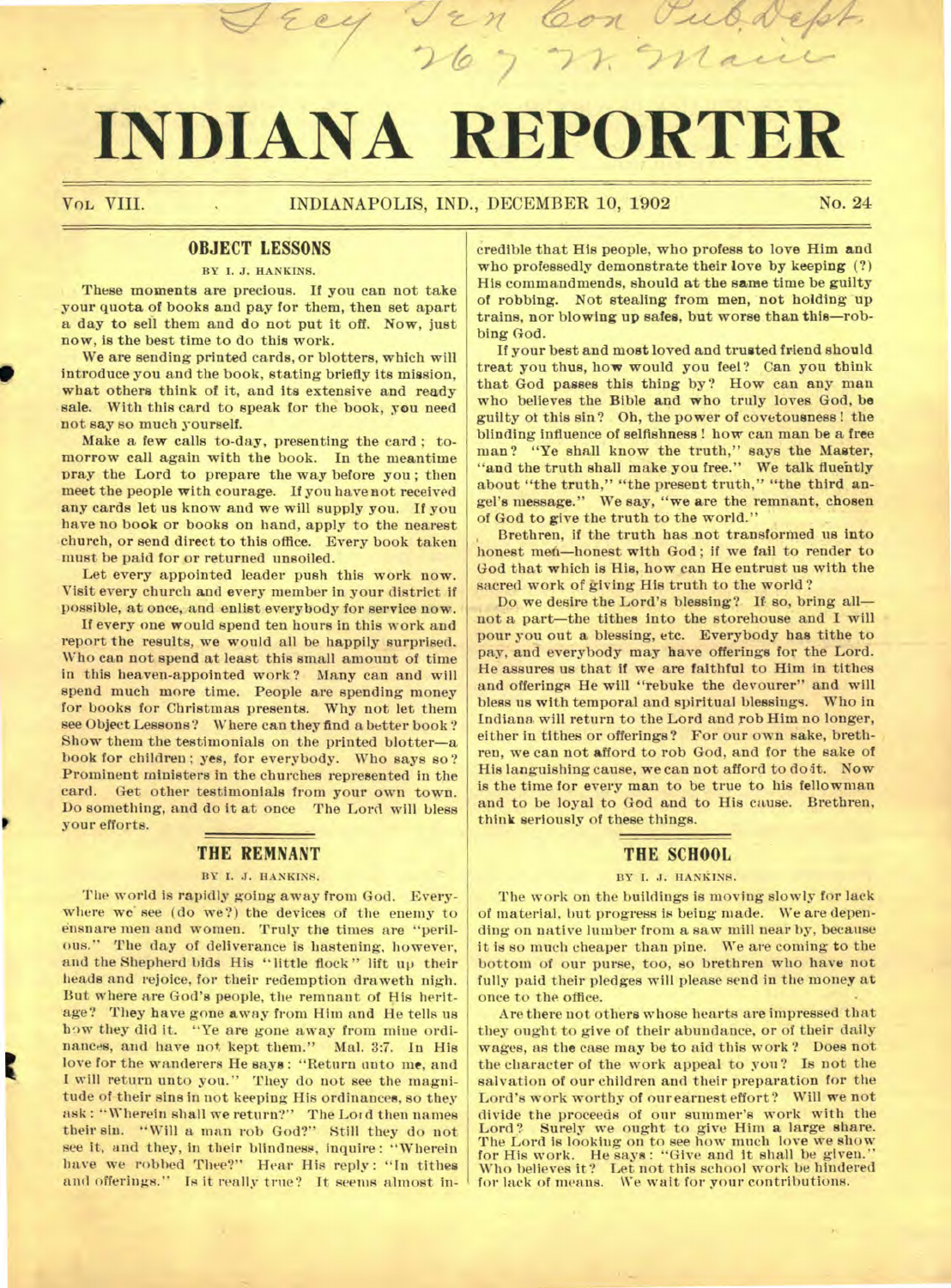Secy Ten Con Pub Dept
267 N. Main

# INDIANA REPORTER

VOL VIII. INDIANAPOLIS, IND., DECEMBER 10, 1902 No. 24

## OBJECT LESSONS

BY I. J. HANKINS.

These moments are precious. If you can not take your quota of books and pay for them, then set apart a day to sell them and do not put it off. Now, just now, is the best time to do this work.

We are sending printed cards, or blotters, which will introduce you and the book, stating briefly its mission, what others think of it, and its extensive and ready sale. With this card to speak for the book, you need not say so much yourself.

Make a few calls to-day, presenting the card; to-morrow call again with the book. In the meantime pray the Lord to prepare the way before you; then meet the people with courage. If you have not received any cards let us know and we will supply you. If you have no book or books on hand, apply to the nearest church, or send direct to this office. Every book taken must be paid for or returned unsoiled.

Let every appointed leader push this work now. Visit every church and every member in your district if possible, at once, and enlist everybody for service now.

If every one would spend ten hours in this work and report the results, we would all be happily surprised. Who can not spend at least this small amount of time in this heaven-appointed work? Many can and will spend much more time. People are spending money for books for Christmas presents. Why not let them see Object Lessons? Where can they find a better book? Show them the testimonials on the printed blotter—a book for children; yes, for everybody. Who says so? Prominent ministers in the churches represented in the card. Get other testimonials from your own town. Do something, and do it at once The Lord will bless your efforts.

## THE REMNANT

BY I. J. HANKINS.

The world is rapidly going away from God. Everywhere we see (do we?) the devices of the enemy to ensnare men and women. Truly the times are "perilous." The day of deliverance is hastening, however, and the Shepherd bids His "little flock" lift up their heads and rejoice, for their redemption draweth nigh. But where are God's people, the remnant of His heritage? They have gone away from Him and He tells us how they did it. "Ye are gone away from mine ordinances, and have not kept them." Mal. 3:7. In His love for the wanderers He says: "Return unto me, and I will return unto you." They do not see the magnitude of their sins in not keeping His ordinances, so they ask: "Wherein shall we return?" The Lord then names their sin. "Will a man rob God?" Still they do not see it, and they, in their blindness, inquire: "Wherein have we robbed Thee?" Hear His reply: "In tithes and offerings." Is it really true? It seems almost incredible that His people, who profess to love Him and who professedly demonstrate their love by keeping (?) His commandmends, should at the same time be guilty of robbing. Not stealing from men, not holding up trains, nor blowing up safes, but worse than this—robbing God.

If your best and most loved and trusted friend should treat you thus, how would you feel? Can you think that God passes this thing by? How can any man who believes the Bible and who truly loves God, be guilty of this sin? Oh, the power of covetousness! the blinding influence of selfishness! how can man be a free man? "Ye shall know the truth," says the Master, "and the truth shall make you free." We talk fluently about "the truth," "the present truth," "the third angel's message." We say, "we are the remnant, chosen of God to give the truth to the world."

Brethren, if the truth has not transformed us into honest men—honest with God; if we fail to render to God that which is His, how can He entrust us with the sacred work of giving His truth to the world?

Do we desire the Lord's blessing? If so, bring all—not a part—the tithes into the storehouse and I will pour you out a blessing, etc. Everybody has tithe to pay, and everybody may have offerings for the Lord. He assures us that if we are faithful to Him in tithes and offerings He will "rebuke the devourer" and will bless us with temporal and spiritual blessings. Who in Indiana will return to the Lord and rob Him no longer, either in tithes or offerings? For our own sake, brethren, we can not afford to rob God, and for the sake of His languishing cause, we can not afford to do it. Now is the time for every man to be true to his fellowman and to be loyal to God and to His cause. Brethren, think seriously of these things.

## THE SCHOOL

BY I. J. HANKINS.

The work on the buildings is moving slowly for lack of material, but progress is being made. We are depending on native lumber from a saw mill near by, because it is so much cheaper than pine. We are coming to the bottom of our purse, too, so brethren who have not fully paid their pledges will please send in the money at once to the office.

Are there not others whose hearts are impressed that they ought to give of their abundance, or of their daily wages, as the case may be to aid this work? Does not the character of the work appeal to you? Is not the salvation of our children and their preparation for the Lord's work worthy of our earnest effort? Will we not divide the proceeds of our summer's work with the Lord? Surely we ought to give Him a large share. The Lord is looking on to see how much love we show for His work. He says: "Give and it shall be given." Who believes it? Let not this school work be hindered for lack of means. We wait for your contributions.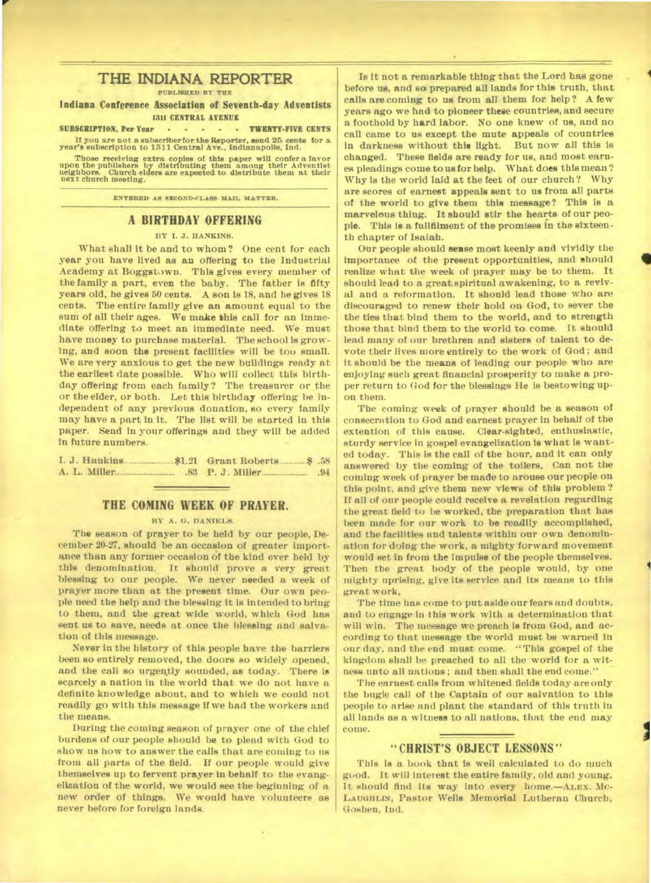# THE INDIANA REPORTER

PUBLISHED BY THE

**Indiana Conference Association of Seventh-day Adventists**

1311 CENTRAL AVENUE

**SUBSCRIPTION, Per Year - - - - - TWENTY-FIVE CENTS**

If you are not a subscriber for the Reporter, send 25 cents for a year's subscription to 1311 Central Ave., Indianapolis, Ind.

Those receiving extra copies of this paper will confer a favor upon the publishers by distributing them among their Adventist neighbors. Church elders are expected to distribute them at their next church meeting.

ENTERED AS SECOND-CLASS MAIL MATTER.

## A BIRTHDAY OFFERING

BY I. J. HANKINS.

What shall it be and to whom? One cent for each year you have lived as an offering to the Industrial Academy at Boggstown. This gives every member of the family a part, even the baby. The father is fifty years old, he gives 50 cents. A son is 18, and he gives 18 cents. The entire family give an amount equal to the sum of all their ages. We make this call for an immediate offering to meet an immediate need. We must have money to purchase material. The school is growing, and soon the present facilities will be too small. We are very anxious to get the new buildings ready at the earliest date possible. Who will collect this birthday offering from each family? The treasurer or the or the elder, or both. Let this birthday offering be independent of any previous donation, so every family may have a part in it. The list will be started in this paper. Send in your offerings and they will be added in future numbers.

| | | | |
|---|---|---|---|
| I. J. Hankins | $1.21 | Grant Roberts | $ .58 |
| A. L. Miller | .83 | P. J. Miller | .94 |

## THE COMING WEEK OF PRAYER.

BY A. G. DANIELS.

The season of prayer to be held by our people, December 20-27, should be an occasion of greater importance than any former occasion of the kind ever held by this denomination. It should prove a very great blessing to our people. We never needed a week of prayer more than at the present time. Our own people need the help and the blessing it is intended to bring to them, and the great wide world, which God has sent us to save, needs at once the blessing and salvation of this message.

Never in the history of this people have the barriers been so entirely removed, the doors so widely opened, and the call so urgently sounded, as today. There is scarcely a nation in the world that we do not have a definite knowledge about, and to which we could not readily go with this message if we had the workers and the means.

During the coming season of prayer one of the chief burdens of our people should be to plead with God to show us how to answer the calls that are coming to us from all parts of the field. If our people would give themselves up to fervent prayer in behalf to the evangelization of the world, we would see the beginning of a new order of things. We would have volunteers as never before for foreign lands.

Is it not a remarkable thing that the Lord has gone before us, and so prepared all lands for this truth, that calls are coming to us from all them for help? A few years ago we had to pioneer these countries, and secure a foothold by hard labor. No one knew of us, and no call came to us except the mute appeals of countries in darkness without this light. But now all this is changed. These fields are ready for us, and most earnes pleadings come to us for help. What does this mean? Why is the world laid at the feet of our church? Why are scores of earnest appeals sent to us from all parts of the world to give them this message? This is a marvelous thing. It should stir the hearts of our people. This is a fulfilment of the promises in the sixteenth chapter of Isaiah.

Our people should sense most keenly and vividly the importance of the present opportunities, and should realize what the week of prayer may be to them. It should lead to a great spiritual awakening, to a revival and a reformation. It should lead those who are discouraged to renew their hold on God, to sever the ties that bind them to the world, and to strength those that bind them to the world to come. It should lead many of our brethren and sisters of talent to devote their lives more entirely to the work of God; and it should be the means of leading our people who are enjoying such great financial prosperity to make a proper return to God for the blessings He is bestowing upon them.

The coming week of prayer should be a season of consecration to God and earnest prayer in behalf of the extention of this cause. Clear-sighted, enthusiastic, sturdy service in gospel evangelization is what is wanted today. This is the call of the hour, and it can only answered by the coming of the toilers. Can not the coming week of prayer be made to arouse our people on this point, and give them new views of this problem? If all of our people could receive a revelation regarding the great field to be worked, the preparation that has been made for our work to be readily accomplished, and the facilities and talents within our own denomination for doing the work, a mighty forward movement would set in from the impulse of the people themselves. Then the great body of the people would, by one mighty uprising, give its service and its means to this great work.

The time has come to put aside our fears and doubts, and to engage in this work with a determination that will win. The message we preach is from God, and according to that message the world must be warned in our day, and the end must come. "This gospel of the kingdom shall be preached to all the world for a witness unto all nations; and then shall the end come."

The earnest calls from whitened fields today are only the bugle call of the Captain of our salvation to this people to arise and plant the standard of this truth in all lands as a witness to all nations, that the end may come.

## "CHRIST'S OBJECT LESSONS"

This is a book that is well calculated to do much good. It will interest the entire family, old and young. It should find its way into every home.—ALEX. McLAUGHLIN, Pastor Wells Memorial Lutheran Church, Goshen, Ind.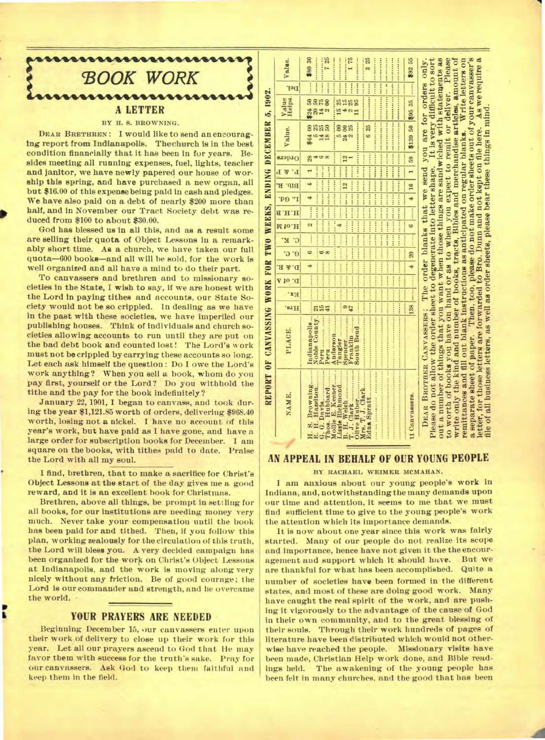# BOOK WORK

## A LETTER

BY H. S. BROWNING.

DEAR BRETHREN: I would like to send an encouraging report from Indianapolis. The church is in the best condition financially that it has been in for years. Besides meeting all running expenses, fuel, lights, teacher and janitor, we have newly papered our house of worship this spring, and have purchased a new organ, all but $16.00 of this expense being paid in cash and pledges. We have also paid on a debt of nearly $200 more than half, and in November our Tract Society debt was reduced from $100 to about $30.00.

God has blessed us in all this, and as a result some are selling their quota of Object Lessons in a remarkably short time. As a church, we have taken our full quota—600 books—and all will be sold, for the work is well organized and all have a mind to do their part.

To canvassers and brethren and to missionary societies in the State, I wish to say, if we are honest with the Lord in paying tithes and accounts, our State Society would not be so crippled. In dealing as we have in the past with these societies, we have imperiled our publishing houses. Think of individuals and church societies allowing accounts to run until they are put on the bad debt book and counted lost! The Lord's work must not be crippled by carrying these accounts so long. Let each ask himself the question: Do I owe the Lord's work anything? When you sell a book, whom do you pay first, yourself or the Lord? Do you withhold the tithe and the pay for the book indefinitely?

January 22, 1901, I began to canvass, and took during the year $1,121.85 worth of orders, delivering $968.40 worth, losing not a nickel. I have no account of this year's work, but have paid as I have gone, and have a large order for subscription books for December. I am square on the books, with tithes paid to date. Praise the Lord with all my soul.

I find, brethren, that to make a sacrifice for Christ's Object Lessons at the start of the day gives me a good reward, and it is an excellent book for Christmas.

Brethren, above all things, be prompt in settling for all books, for our institutions are needing money very much. Never take your compensation until the book has been paid for and tithed. Then, if you follow this plan, working zealously for the circulation of this truth, the Lord will bless you. A very decided campaign has been organized for the work on Christ's Object Lessons at Indianapolis, and the work is moving along very nicely without any friction. Be of good courage; the Lord is our commander and strength, and he overcame the world.

## YOUR PRAYERS ARE NEEDED

Beginning December 15, our canvassers enter upon their work of delivery to close up their work for this year. Let all our prayers ascend to God that He may favor them with success for the truth's sake. Pray for our canvassers. Ask God to keep them faithful and keep them in the field.

## REPORT OF CANVASSING WORK FOR TWO WEEKS, ENDING DECEMBER 5, 1902.

| NAME. | PLACE. | Hrs. | Ex. | D. of A | D. & R. | G. C. | C. K. | H. of R | H. H. | L. Gs. | Bib. R. | P. & T. | Orders | Value. | Value Helps. | Del. | Value. |
|---|---|---|---|---|---|---|---|---|---|---|---|---|---|---|---|---|---|
| H. S. Browning | Indianapolis | 21 | | | 4 | 6 | | 2 | | 4 | 4 | 1 | 28 | $64 00 | $24 50 | | $80 30 |
| R. H. Hazelton | Noble County | 15 | | | | | | | | | | | 4 | 6 25 | 20 50 | | |
| G. G. Davis | Peru | 41 | | | | 6 | | | | | | | 6 | 14 25 | 14 75 | | |
| Thos. Hubbard | Peru | | | | | 8 | | | | | | | 8 | 18 50 | 2 00 | | 7 25 |
| Mollie E. Keener | Anderson | | | | | | | | | | | | | | | | |
| Lizzie Richmond | Tangier | 9 | | | | | | | | | | | | 5 00 | 15 25 | | |
| B. H. Veach | Spencer | 47 | | | | | | 4 | | | 12 | | 12 | 24 00 | 4 15 | | |
| T. J. Clark | Franklin | | | | | | | | | | | | 1 | 2 25 | 2 25 | | 1 75 |
| Olive Huber | South Bend | | | | | | | | | | | | | | 11 95 | | |
| Mrs. T. J. Clark | | | | | | | | | | | | | | 6 25 | | | 3 25 |
| Edna Spratt | | | | | | | | | | | | | | | | | |
| 11 Canvassers. | | 138 | .... | | 4 | 20 | | 6 | .... | 4 | 16 | 1 | 59 | $139 50 | $95 35 | .... | $92 55 |

DEAR BROTHER CANVASSERS: The order blanks that we send you are for orders only. Please do not allow the order sheet to degenerate into letter shape. It is very difficult to sort out a number of things that you want when those things are sandwiched with statements as to worth of books you have on hand or as to when you expect to remit or deliver. Please write only the kind and number of books, tracts, Bibles and merchandise articles, amount of remittances and fill out blank instructions as anticipated on regular blanks. Write letters on a separate sheet of paper. Then, too, please do not make order sheets out of your canvasser's letter, for those letters are forwarded to Bro. Dunn and not kept on file here. As we require a file of all business letters, as well as order sheets, please bear these things in mind.

## AN APPEAL IN BEHALF OF OUR YOUNG PEOPLE

BY RACHAEL WEIMER MCMAHAN.

I am anxious about our young people's work in Indiana, and, notwithstanding the many demands upon our time and attention, it seems to me that we must find sufficient time to give to the young people's work the attention which its importance demands.

It is now about one year since this work was fairly started. Many of our people do not realize its scope and importance, hence have not given it the the encouragement and support which it should have. But we are thankful for what has been accomplished. Quite a number of societies have been formed in the different states, and most of these are doing good work. Many have caught the real spirit of the work, and are pushing it vigorously to the advantage of the cause of God in their own community, and to the great blessing of their souls. Through their work hundreds of pages of literature have been distributed which would not otherwise have reached the people. Missionary visits have been made, Christian Help work done, and Bible readings held. The awakening of the young people has been felt in many churches, and the good that has been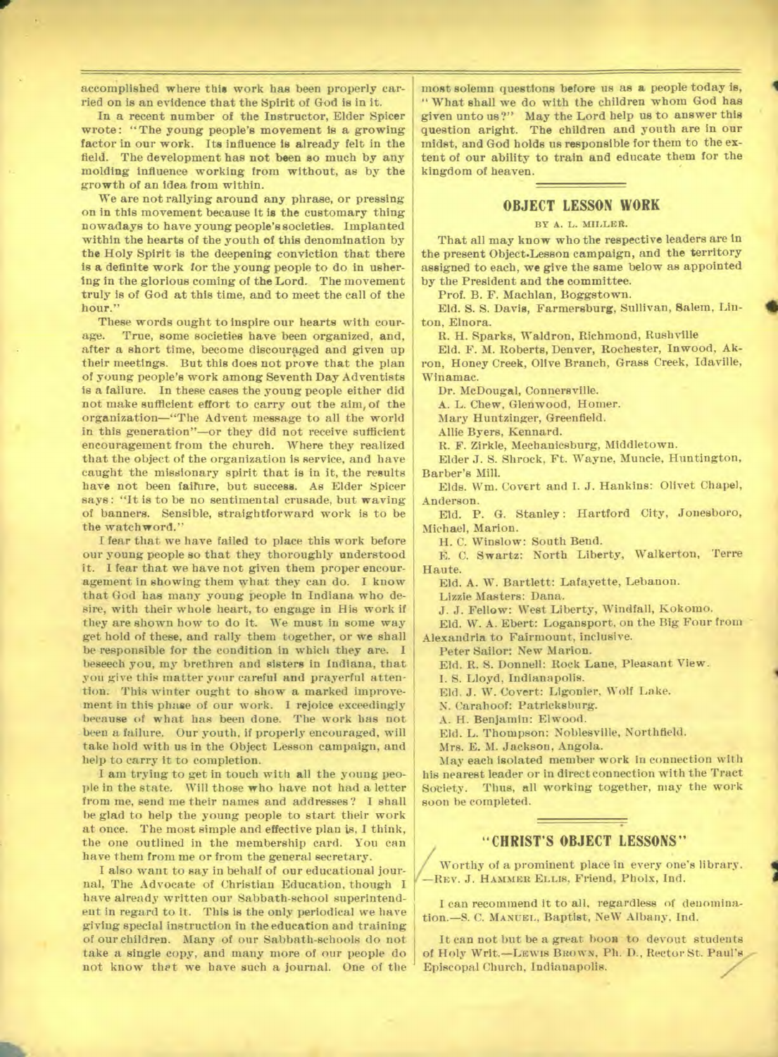accomplished where this work has been properly carried on is an evidence that the Spirit of God is in it.

In a recent number of the Instructor, Elder Spicer wrote: "The young people's movement is a growing factor in our work. Its influence is already felt in the field. The development has not been so much by any molding influence working from without, as by the growth of an idea from within.

We are not rallying around any phrase, or pressing on in this movement because it is the customary thing nowadays to have young people's societies. Implanted within the hearts of the youth of this denomination by the Holy Spirit is the deepening conviction that there is a definite work for the young people to do in ushering in the glorious coming of the Lord. The movement truly is of God at this time, and to meet the call of the hour."

These words ought to inspire our hearts with courage. True, some societies have been organized, and, after a short time, become discouraged and given up their meetings. But this does not prove that the plan of young people's work among Seventh Day Adventists is a failure. In these cases the young people either did not make sufficient effort to carry out the aim of the organization—"The Advent message to all the world in this generation"—or they did not receive sufficient encouragement from the church. Where they realized that the object of the organization is service, and have caught the missionary spirit that is in it, the results have not been failure, but success. As Elder Spicer says: "It is to be no sentimental crusade, but waving of banners. Sensible, straightforward work is to be the watchword."

I fear that we have failed to place this work before our young people so that they thoroughly understood it. I fear that we have not given them proper encouragement in showing them what they can do. I know that God has many young people in Indiana who desire, with their whole heart, to engage in His work if they are shown how to do it. We must in some way get hold of these, and rally them together, or we shall be responsible for the condition in which they are. I beseech you, my brethren and sisters in Indiana, that you give this matter your careful and prayerful attention. This winter ought to show a marked improvement in this phase of our work. I rejoice exceedingly because of what has been done. The work has not been a failure. Our youth, if properly encouraged, will take hold with us in the Object Lesson campaign, and help to carry it to completion.

I am trying to get in touch with all the young people in the state. Will those who have not had a letter from me, send me their names and addresses? I shall be glad to help the young people to start their work at once. The most simple and effective plan is, I think, the one outlined in the membership card. You can have them from me or from the general secretary.

I also want to say in behalf of our educational journal, The Advocate of Christian Education, though I have already written our Sabbath-school superintendent in regard to it. This is the only periodical we have giving special instruction in the education and training of our children. Many of our Sabbath-schools do not take a single copy, and many more of our people do not know that we have such a journal. One of the most solemn questions before us as a people today is, "What shall we do with the children whom God has given unto us?" May the Lord help us to answer this question aright. The children and youth are in our midst, and God holds us responsible for them to the extent of our ability to train and educate them for the kingdom of heaven.

## OBJECT LESSON WORK

BY A. L. MILLER.

That all may know who the respective leaders are in the present Object-Lesson campaign, and the territory assigned to each, we give the same below as appointed by the President and the committee.

Prof. B. F. Machlan, Boggstown.

Eld. S. S. Davis, Farmersburg, Sullivan, Salem, Linton, Elnora.

R. H. Sparks, Waldron, Richmond, Rushville

Eld. F. M. Roberts, Denver, Rochester, Inwood, Akron, Honey Creek, Olive Branch, Grass Creek, Idaville, Winamac.

Dr. McDougal, Connersville.

A. L. Chew, Glenwood, Homer.

Mary Huntzinger, Greenfield.

Allie Byers, Kennard.

R. F. Zirkle, Mechanicsburg, Middletown.

Elder J. S. Shrock, Ft. Wayne, Muncie, Huntington, Barber's Mill.

Elds. Wm. Covert and I. J. Hankins: Olivet Chapel, Anderson.

Eld. P. G. Stanley: Hartford City, Jonesboro, Michael, Marion.

H. C. Winslow: South Bend.

E. C. Swartz: North Liberty, Walkerton, Terre Haute.

Eld. A. W. Bartlett: Lafayette, Lebanon.

Lizzie Masters: Dana.

J. J. Fellow: West Liberty, Windfall, Kokomo.

Eld. W. A. Ebert: Logansport, on the Big Four from Alexandria to Fairmount, inclusive.

Peter Sailor: New Marion.

Eld. R. S. Donnell: Rock Lane, Pleasant View.

I. S. Lloyd, Indianapolis.

Eld. J. W. Covert: Ligonier, Wolf Lake.

N. Carahoof: Patricksburg.

A. H. Benjamin: Elwood.

Eld. L. Thompson: Noblesville, Northfield.

Mrs. E. M. Jackson, Angola.

May each isolated member work in connection with his nearest leader or in direct connection with the Tract Society. Thus, all working together, may the work soon be completed.

## "CHRIST'S OBJECT LESSONS"

Worthy of a prominent place in every one's library. —REV. J. HAMMER ELLIS, Friend, Pholx, Ind.

I can recommend it to all, regardless of denomination.—S. C. MANUEL, Baptist, New Albany, Ind.

It can not but be a great boon to devout students of Holy Writ.—LEWIS BROWN, Ph. D., Rector St. Paul's Episcopal Church, Indianapolis.